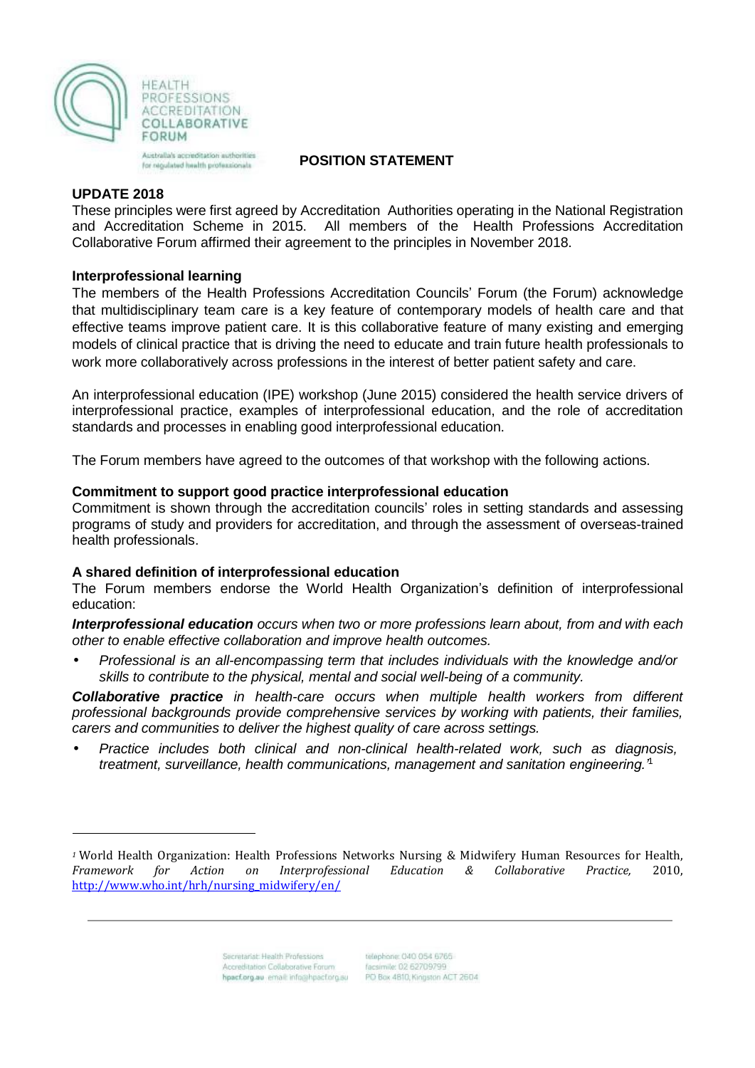HEALTH PROFESSIONS ACCREDITATION COLLABORATIVE FORUM

Australia's accreditation authorities for regulated health professionals

**POSITION STATEMENT**

## UPDATE 2018

These principles were first agreed by Accreditation Authorities operating in the National Registration and Accreditation Scheme in 2015. All members of the Health Professions Accreditation Collaborative Forum affirmed their agreement to the principles in November 2018.

## Interprofessional learning

The members of the Health Professions Accreditation Councils' Forum (the Forum) acknowledge that multidisciplinary team care is a key feature of contemporary models of health care and that effective teams improve patient care. It is this collaborative feature of many existing and emerging models of clinical practice that is driving the need to educate and train future health professionals to work more collaboratively across professions in the interest of better patient safety and care.

An interprofessional education (IPE) workshop (June 2015) considered the health service drivers of interprofessional practice, examples of interprofessional education, and the role of accreditation standards and processes in enabling good interprofessional education.

The Forum members have agreed to the outcomes of that workshop with the following actions.

## Commitment to support good practice interprofessional education

Commitment is shown through the accreditation councils' roles in setting standards and assessing programs of study and providers for accreditation, and through the assessment of overseas-trained health professionals.

## A shared definition of interprofessional education

The Forum members endorse the World Health Organization's definition of interprofessional education:

***Interprofessional education*** *occurs when two or more professions learn about, from and with each other to enable effective collaboration and improve health outcomes.*

- *Professional is an all-encompassing term that includes individuals with the knowledge and/or skills to contribute to the physical, mental and social well-being of a community.*

***Collaborative practice*** *in health-care occurs when multiple health workers from different professional backgrounds provide comprehensive services by working with patients, their families, carers and communities to deliver the highest quality of care across settings.*

- *Practice includes both clinical and non-clinical health-related work, such as diagnosis, treatment, surveillance, health communications, management and sanitation engineering.'*[1]

---

[1] World Health Organization: Health Professions Networks Nursing & Midwifery Human Resources for Health, *Framework for Action on Interprofessional Education & Collaborative Practice,* 2010, http://www.who.int/hrh/nursing_midwifery/en/

Secretariat: Health Professions Accreditation Collaborative Forum hpacf.org.au email: info@hpacf.org.au telephone: 040 054 6765 facsimile: 02 62709799 PO Box 4810, Kingston ACT 2604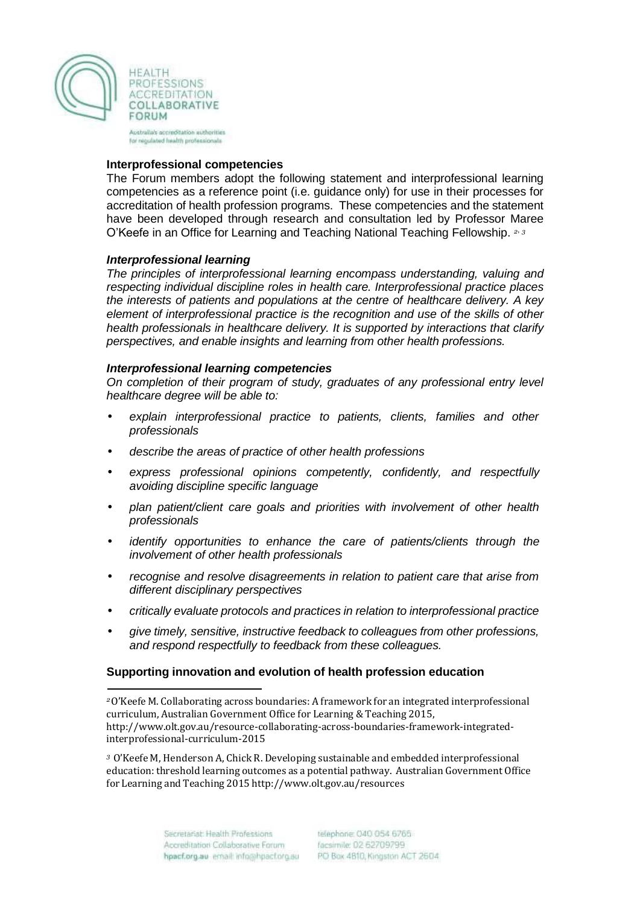### Interprofessional competencies

The Forum members adopt the following statement and interprofessional learning competencies as a reference point (i.e. guidance only) for use in their processes for accreditation of health profession programs. These competencies and the statement have been developed through research and consultation led by Professor Maree O'Keefe in an Office for Learning and Teaching National Teaching Fellowship. [2, 3]

#### *Interprofessional learning*

*The principles of interprofessional learning encompass understanding, valuing and respecting individual discipline roles in health care. Interprofessional practice places the interests of patients and populations at the centre of healthcare delivery. A key element of interprofessional practice is the recognition and use of the skills of other health professionals in healthcare delivery. It is supported by interactions that clarify perspectives, and enable insights and learning from other health professions.*

#### *Interprofessional learning competencies*

*On completion of their program of study, graduates of any professional entry level healthcare degree will be able to:*

- *explain interprofessional practice to patients, clients, families and other professionals*
- *describe the areas of practice of other health professions*
- *express professional opinions competently, confidently, and respectfully avoiding discipline specific language*
- *plan patient/client care goals and priorities with involvement of other health professionals*
- *identify opportunities to enhance the care of patients/clients through the involvement of other health professionals*
- *recognise and resolve disagreements in relation to patient care that arise from different disciplinary perspectives*
- *critically evaluate protocols and practices in relation to interprofessional practice*
- *give timely, sensitive, instructive feedback to colleagues from other professions, and respond respectfully to feedback from these colleagues.*

### Supporting innovation and evolution of health profession education

---

[2] O'Keefe M. Collaborating across boundaries: A framework for an integrated interprofessional curriculum, Australian Government Office for Learning & Teaching 2015, http://www.olt.gov.au/resource-collaborating-across-boundaries-framework-integrated-interprofessional-curriculum-2015

[3] O'Keefe M, Henderson A, Chick R. Developing sustainable and embedded interprofessional education: threshold learning outcomes as a potential pathway. Australian Government Office for Learning and Teaching 2015 http://www.olt.gov.au/resources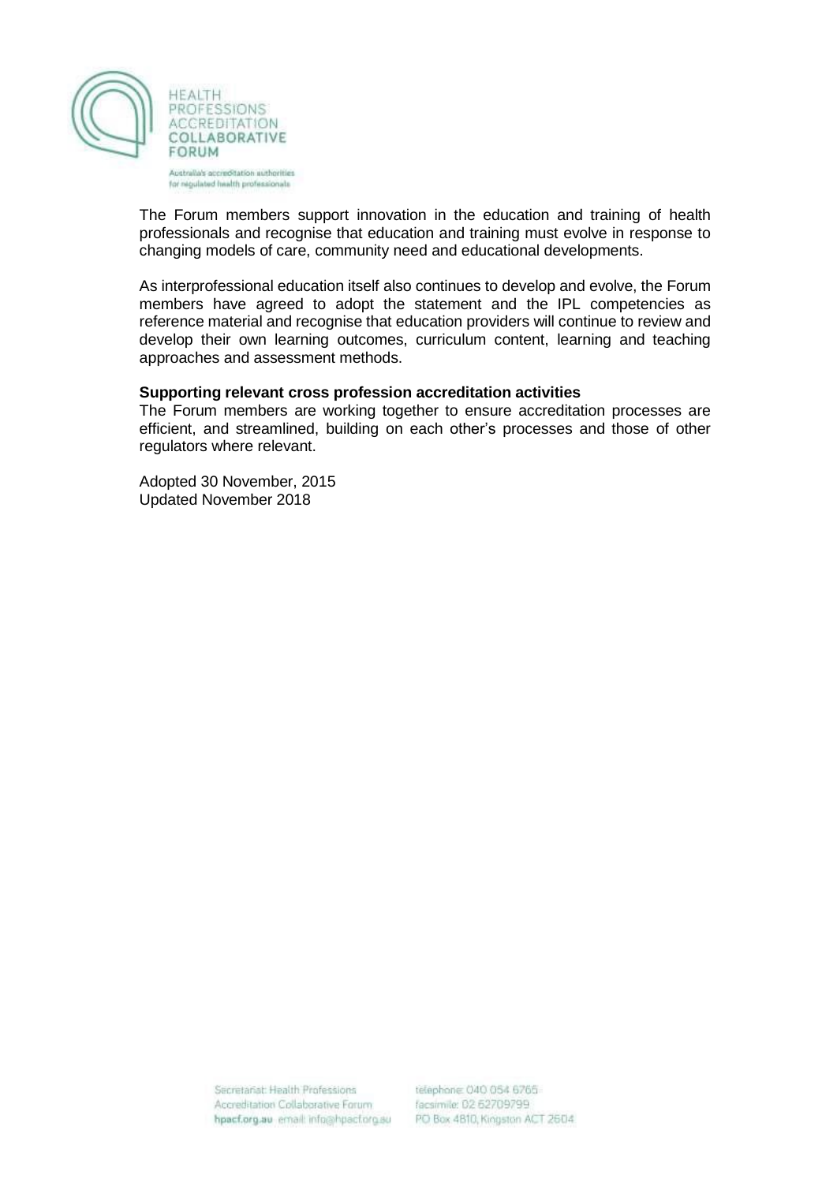The Forum members support innovation in the education and training of health professionals and recognise that education and training must evolve in response to changing models of care, community need and educational developments.

As interprofessional education itself also continues to develop and evolve, the Forum members have agreed to adopt the statement and the IPL competencies as reference material and recognise that education providers will continue to review and develop their own learning outcomes, curriculum content, learning and teaching approaches and assessment methods.

**Supporting relevant cross profession accreditation activities**

The Forum members are working together to ensure accreditation processes are efficient, and streamlined, building on each other's processes and those of other regulators where relevant.

Adopted 30 November, 2015
Updated November 2018